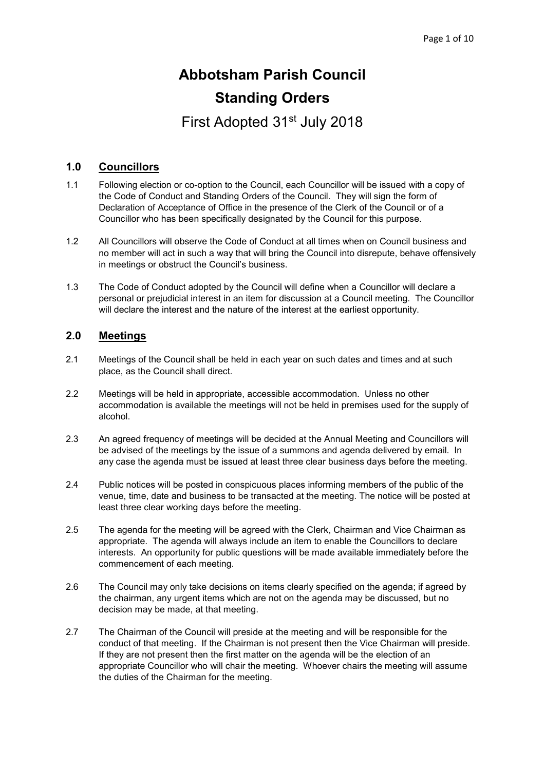# Abbotsham Parish Council

# Standing Orders

First Adopted 31st July 2018

## 1.0 Councillors

1.1 Following election or co-option to the Council, each Councillor will be issued with a copy of the Code of Conduct and Standing Orders of the Council. They will sign the form of Declaration of Acceptance of Office in the presence of the Clerk of the Council or of a Councillor who has been specifically designated by the Council for this purpose.

1.2 All Councillors will observe the Code of Conduct at all times when on Council business and no member will act in such a way that will bring the Council into disrepute, behave offensively in meetings or obstruct the Council's business.

1.3 The Code of Conduct adopted by the Council will define when a Councillor will declare a personal or prejudicial interest in an item for discussion at a Council meeting. The Councillor will declare the interest and the nature of the interest at the earliest opportunity.

## 2.0 Meetings

2.1 Meetings of the Council shall be held in each year on such dates and times and at such place, as the Council shall direct.

2.2 Meetings will be held in appropriate, accessible accommodation. Unless no other accommodation is available the meetings will not be held in premises used for the supply of alcohol.

2.3 An agreed frequency of meetings will be decided at the Annual Meeting and Councillors will be advised of the meetings by the issue of a summons and agenda delivered by email. In any case the agenda must be issued at least three clear business days before the meeting.

2.4 Public notices will be posted in conspicuous places informing members of the public of the venue, time, date and business to be transacted at the meeting. The notice will be posted at least three clear working days before the meeting.

2.5 The agenda for the meeting will be agreed with the Clerk, Chairman and Vice Chairman as appropriate. The agenda will always include an item to enable the Councillors to declare interests. An opportunity for public questions will be made available immediately before the commencement of each meeting.

2.6 The Council may only take decisions on items clearly specified on the agenda; if agreed by the chairman, any urgent items which are not on the agenda may be discussed, but no decision may be made, at that meeting.

2.7 The Chairman of the Council will preside at the meeting and will be responsible for the conduct of that meeting. If the Chairman is not present then the Vice Chairman will preside. If they are not present then the first matter on the agenda will be the election of an appropriate Councillor who will chair the meeting. Whoever chairs the meeting will assume the duties of the Chairman for the meeting.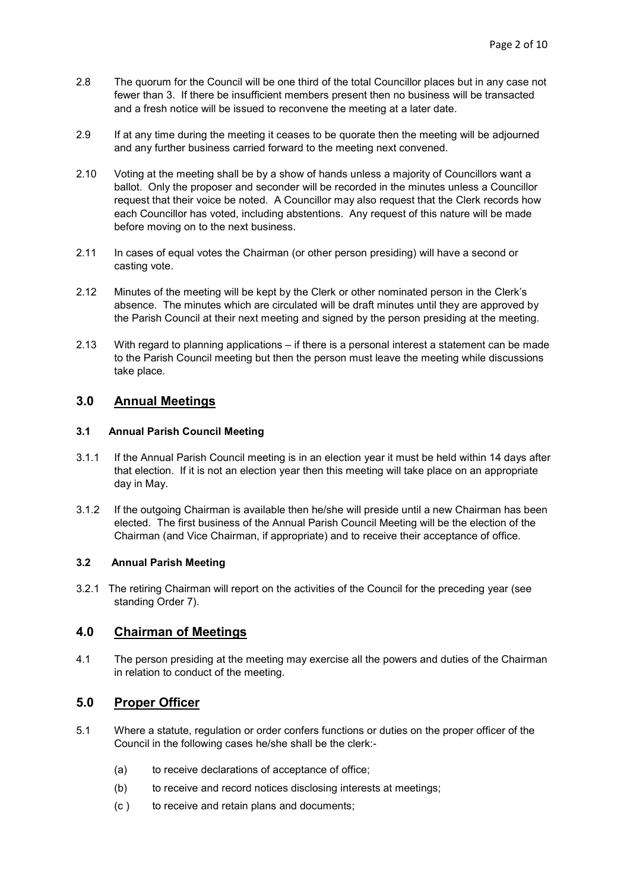2.8 The quorum for the Council will be one third of the total Councillor places but in any case not fewer than 3. If there be insufficient members present then no business will be transacted and a fresh notice will be issued to reconvene the meeting at a later date.

2.9 If at any time during the meeting it ceases to be quorate then the meeting will be adjourned and any further business carried forward to the meeting next convened.

2.10 Voting at the meeting shall be by a show of hands unless a majority of Councillors want a ballot. Only the proposer and seconder will be recorded in the minutes unless a Councillor request that their voice be noted. A Councillor may also request that the Clerk records how each Councillor has voted, including abstentions. Any request of this nature will be made before moving on to the next business.

2.11 In cases of equal votes the Chairman (or other person presiding) will have a second or casting vote.

2.12 Minutes of the meeting will be kept by the Clerk or other nominated person in the Clerk's absence. The minutes which are circulated will be draft minutes until they are approved by the Parish Council at their next meeting and signed by the person presiding at the meeting.

2.13 With regard to planning applications – if there is a personal interest a statement can be made to the Parish Council meeting but then the person must leave the meeting while discussions take place.

## 3.0 Annual Meetings

### 3.1 Annual Parish Council Meeting

3.1.1 If the Annual Parish Council meeting is in an election year it must be held within 14 days after that election. If it is not an election year then this meeting will take place on an appropriate day in May.

3.1.2 If the outgoing Chairman is available then he/she will preside until a new Chairman has been elected. The first business of the Annual Parish Council Meeting will be the election of the Chairman (and Vice Chairman, if appropriate) and to receive their acceptance of office.

### 3.2 Annual Parish Meeting

3.2.1 The retiring Chairman will report on the activities of the Council for the preceding year (see standing Order 7).

## 4.0 Chairman of Meetings

4.1 The person presiding at the meeting may exercise all the powers and duties of the Chairman in relation to conduct of the meeting.

## 5.0 Proper Officer

5.1 Where a statute, regulation or order confers functions or duties on the proper officer of the Council in the following cases he/she shall be the clerk:-

(a) to receive declarations of acceptance of office;

(b) to receive and record notices disclosing interests at meetings;

(c ) to receive and retain plans and documents;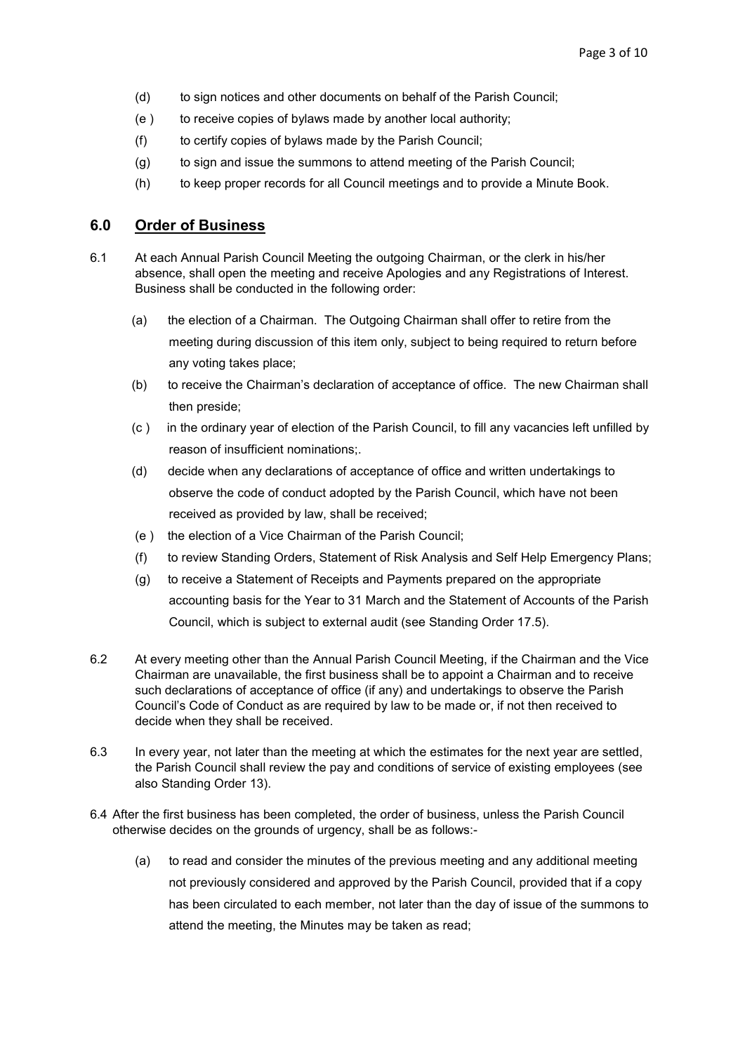(d) to sign notices and other documents on behalf of the Parish Council;

(e ) to receive copies of bylaws made by another local authority;

(f) to certify copies of bylaws made by the Parish Council;

(g) to sign and issue the summons to attend meeting of the Parish Council;

(h) to keep proper records for all Council meetings and to provide a Minute Book.

## 6.0 Order of Business

6.1 At each Annual Parish Council Meeting the outgoing Chairman, or the clerk in his/her absence, shall open the meeting and receive Apologies and any Registrations of Interest. Business shall be conducted in the following order:

(a) the election of a Chairman. The Outgoing Chairman shall offer to retire from the meeting during discussion of this item only, subject to being required to return before any voting takes place;

(b) to receive the Chairman's declaration of acceptance of office. The new Chairman shall then preside;

(c ) in the ordinary year of election of the Parish Council, to fill any vacancies left unfilled by reason of insufficient nominations;.

(d) decide when any declarations of acceptance of office and written undertakings to observe the code of conduct adopted by the Parish Council, which have not been received as provided by law, shall be received;

(e ) the election of a Vice Chairman of the Parish Council;

(f) to review Standing Orders, Statement of Risk Analysis and Self Help Emergency Plans;

(g) to receive a Statement of Receipts and Payments prepared on the appropriate accounting basis for the Year to 31 March and the Statement of Accounts of the Parish Council, which is subject to external audit (see Standing Order 17.5).

6.2 At every meeting other than the Annual Parish Council Meeting, if the Chairman and the Vice Chairman are unavailable, the first business shall be to appoint a Chairman and to receive such declarations of acceptance of office (if any) and undertakings to observe the Parish Council's Code of Conduct as are required by law to be made or, if not then received to decide when they shall be received.

6.3 In every year, not later than the meeting at which the estimates for the next year are settled, the Parish Council shall review the pay and conditions of service of existing employees (see also Standing Order 13).

6.4 After the first business has been completed, the order of business, unless the Parish Council otherwise decides on the grounds of urgency, shall be as follows:-

(a) to read and consider the minutes of the previous meeting and any additional meeting not previously considered and approved by the Parish Council, provided that if a copy has been circulated to each member, not later than the day of issue of the summons to attend the meeting, the Minutes may be taken as read;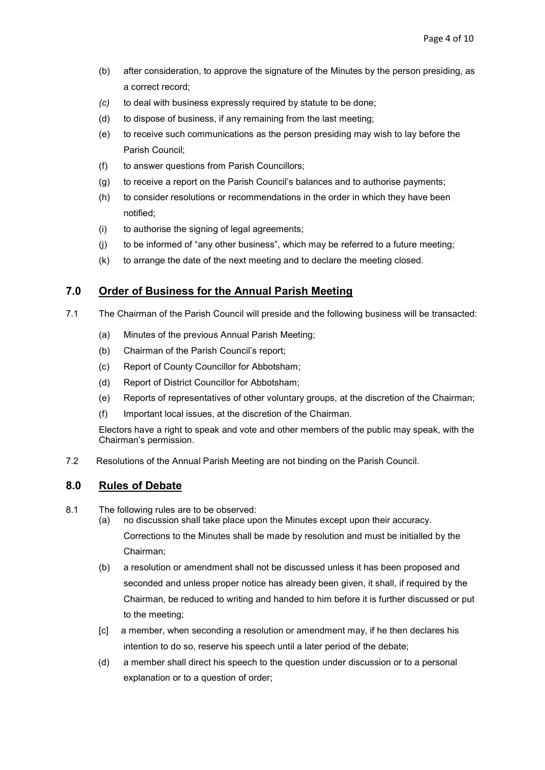(b) after consideration, to approve the signature of the Minutes by the person presiding, as a correct record;

*(c)* to deal with business expressly required by statute to be done;

(d) to dispose of business, if any remaining from the last meeting;

(e) to receive such communications as the person presiding may wish to lay before the Parish Council;

(f) to answer questions from Parish Councillors;

(g) to receive a report on the Parish Council's balances and to authorise payments;

(h) to consider resolutions or recommendations in the order in which they have been notified;

(i) to authorise the signing of legal agreements;

(j) to be informed of "any other business", which may be referred to a future meeting;

(k) to arrange the date of the next meeting and to declare the meeting closed.

## 7.0 Order of Business for the Annual Parish Meeting

7.1 The Chairman of the Parish Council will preside and the following business will be transacted:

(a) Minutes of the previous Annual Parish Meeting;

(b) Chairman of the Parish Council's report;

(c) Report of County Councillor for Abbotsham;

(d) Report of District Councillor for Abbotsham;

(e) Reports of representatives of other voluntary groups, at the discretion of the Chairman;

(f) Important local issues, at the discretion of the Chairman.

Electors have a right to speak and vote and other members of the public may speak, with the Chairman's permission.

7.2 Resolutions of the Annual Parish Meeting are not binding on the Parish Council.

## 8.0 Rules of Debate

8.1 The following rules are to be observed:

(a) no discussion shall take place upon the Minutes except upon their accuracy. Corrections to the Minutes shall be made by resolution and must be initialled by the Chairman;

(b) a resolution or amendment shall not be discussed unless it has been proposed and seconded and unless proper notice has already been given, it shall, if required by the Chairman, be reduced to writing and handed to him before it is further discussed or put to the meeting;

[c] a member, when seconding a resolution or amendment may, if he then declares his intention to do so, reserve his speech until a later period of the debate;

(d) a member shall direct his speech to the question under discussion or to a personal explanation or to a question of order;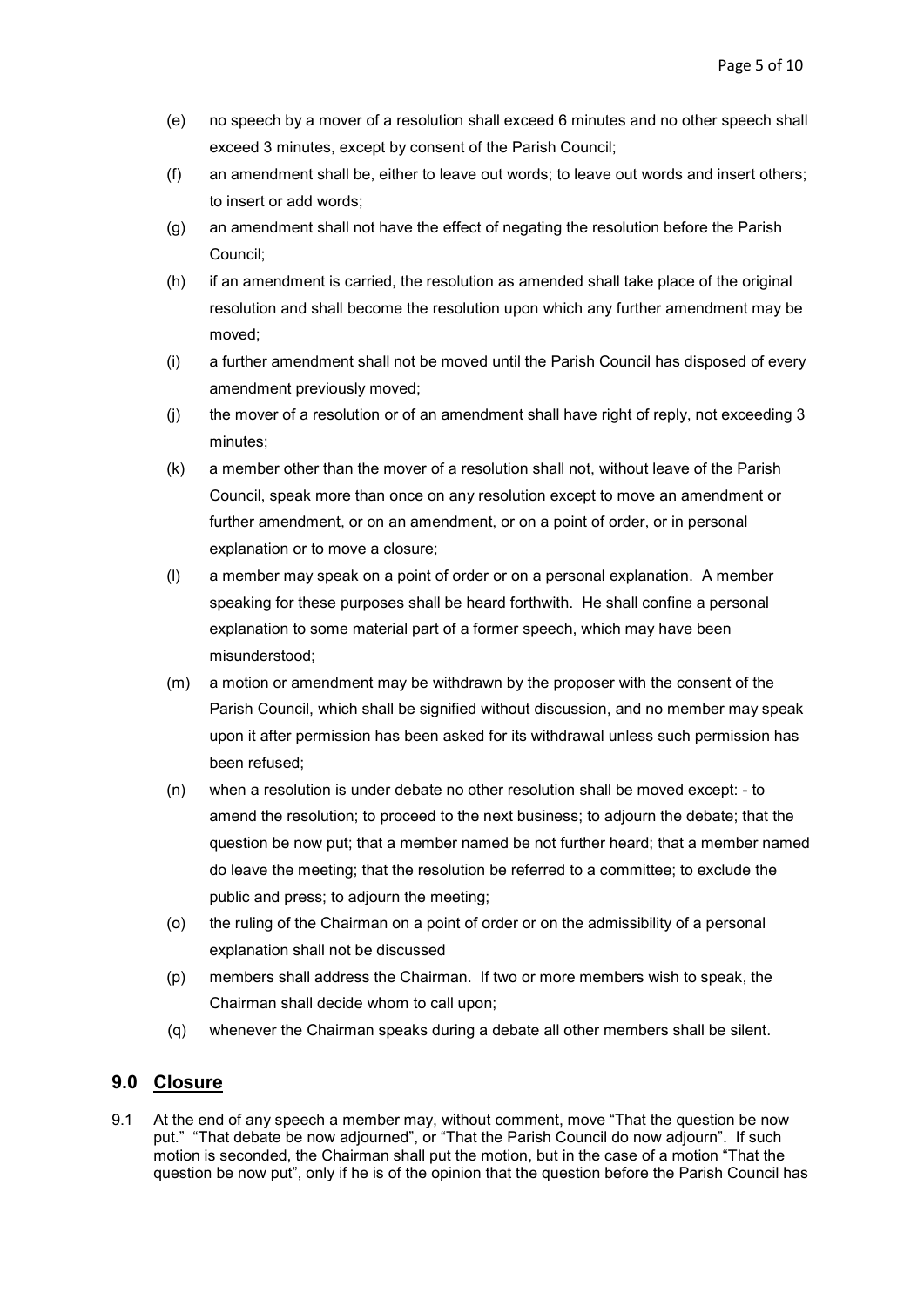(e) no speech by a mover of a resolution shall exceed 6 minutes and no other speech shall exceed 3 minutes, except by consent of the Parish Council;

(f) an amendment shall be, either to leave out words; to leave out words and insert others; to insert or add words;

(g) an amendment shall not have the effect of negating the resolution before the Parish Council;

(h) if an amendment is carried, the resolution as amended shall take place of the original resolution and shall become the resolution upon which any further amendment may be moved;

(i) a further amendment shall not be moved until the Parish Council has disposed of every amendment previously moved;

(j) the mover of a resolution or of an amendment shall have right of reply, not exceeding 3 minutes;

(k) a member other than the mover of a resolution shall not, without leave of the Parish Council, speak more than once on any resolution except to move an amendment or further amendment, or on an amendment, or on a point of order, or in personal explanation or to move a closure;

(l) a member may speak on a point of order or on a personal explanation. A member speaking for these purposes shall be heard forthwith. He shall confine a personal explanation to some material part of a former speech, which may have been misunderstood;

(m) a motion or amendment may be withdrawn by the proposer with the consent of the Parish Council, which shall be signified without discussion, and no member may speak upon it after permission has been asked for its withdrawal unless such permission has been refused;

(n) when a resolution is under debate no other resolution shall be moved except: - to amend the resolution; to proceed to the next business; to adjourn the debate; that the question be now put; that a member named be not further heard; that a member named do leave the meeting; that the resolution be referred to a committee; to exclude the public and press; to adjourn the meeting;

(o) the ruling of the Chairman on a point of order or on the admissibility of a personal explanation shall not be discussed

(p) members shall address the Chairman. If two or more members wish to speak, the Chairman shall decide whom to call upon;

(q) whenever the Chairman speaks during a debate all other members shall be silent.

## 9.0 Closure

9.1 At the end of any speech a member may, without comment, move "That the question be now put." "That debate be now adjourned", or "That the Parish Council do now adjourn". If such motion is seconded, the Chairman shall put the motion, but in the case of a motion "That the question be now put", only if he is of the opinion that the question before the Parish Council has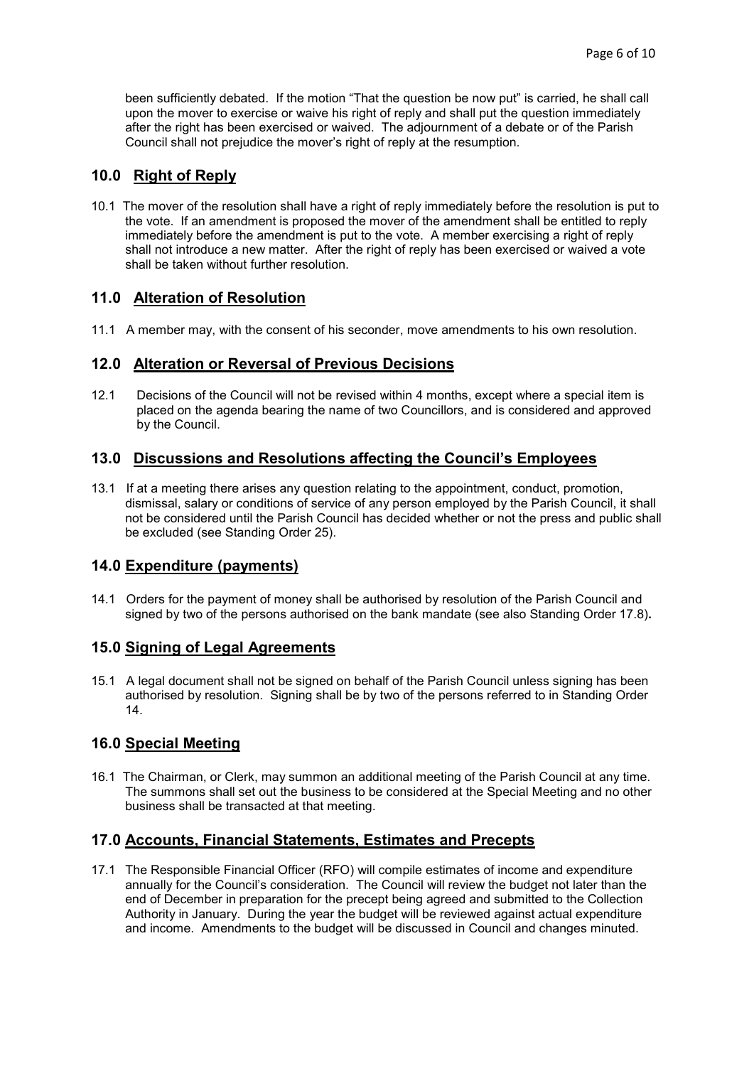been sufficiently debated. If the motion "That the question be now put" is carried, he shall call upon the mover to exercise or waive his right of reply and shall put the question immediately after the right has been exercised or waived. The adjournment of a debate or of the Parish Council shall not prejudice the mover's right of reply at the resumption.

## 10.0 Right of Reply

10.1 The mover of the resolution shall have a right of reply immediately before the resolution is put to the vote. If an amendment is proposed the mover of the amendment shall be entitled to reply immediately before the amendment is put to the vote. A member exercising a right of reply shall not introduce a new matter. After the right of reply has been exercised or waived a vote shall be taken without further resolution.

## 11.0 Alteration of Resolution

11.1 A member may, with the consent of his seconder, move amendments to his own resolution.

## 12.0 Alteration or Reversal of Previous Decisions

12.1 Decisions of the Council will not be revised within 4 months, except where a special item is placed on the agenda bearing the name of two Councillors, and is considered and approved by the Council.

## 13.0 Discussions and Resolutions affecting the Council's Employees

13.1 If at a meeting there arises any question relating to the appointment, conduct, promotion, dismissal, salary or conditions of service of any person employed by the Parish Council, it shall not be considered until the Parish Council has decided whether or not the press and public shall be excluded (see Standing Order 25).

## 14.0 Expenditure (payments)

14.1 Orders for the payment of money shall be authorised by resolution of the Parish Council and signed by two of the persons authorised on the bank mandate (see also Standing Order 17.8).

## 15.0 Signing of Legal Agreements

15.1 A legal document shall not be signed on behalf of the Parish Council unless signing has been authorised by resolution. Signing shall be by two of the persons referred to in Standing Order 14.

## 16.0 Special Meeting

16.1 The Chairman, or Clerk, may summon an additional meeting of the Parish Council at any time. The summons shall set out the business to be considered at the Special Meeting and no other business shall be transacted at that meeting.

## 17.0 Accounts, Financial Statements, Estimates and Precepts

17.1 The Responsible Financial Officer (RFO) will compile estimates of income and expenditure annually for the Council's consideration. The Council will review the budget not later than the end of December in preparation for the precept being agreed and submitted to the Collection Authority in January. During the year the budget will be reviewed against actual expenditure and income. Amendments to the budget will be discussed in Council and changes minuted.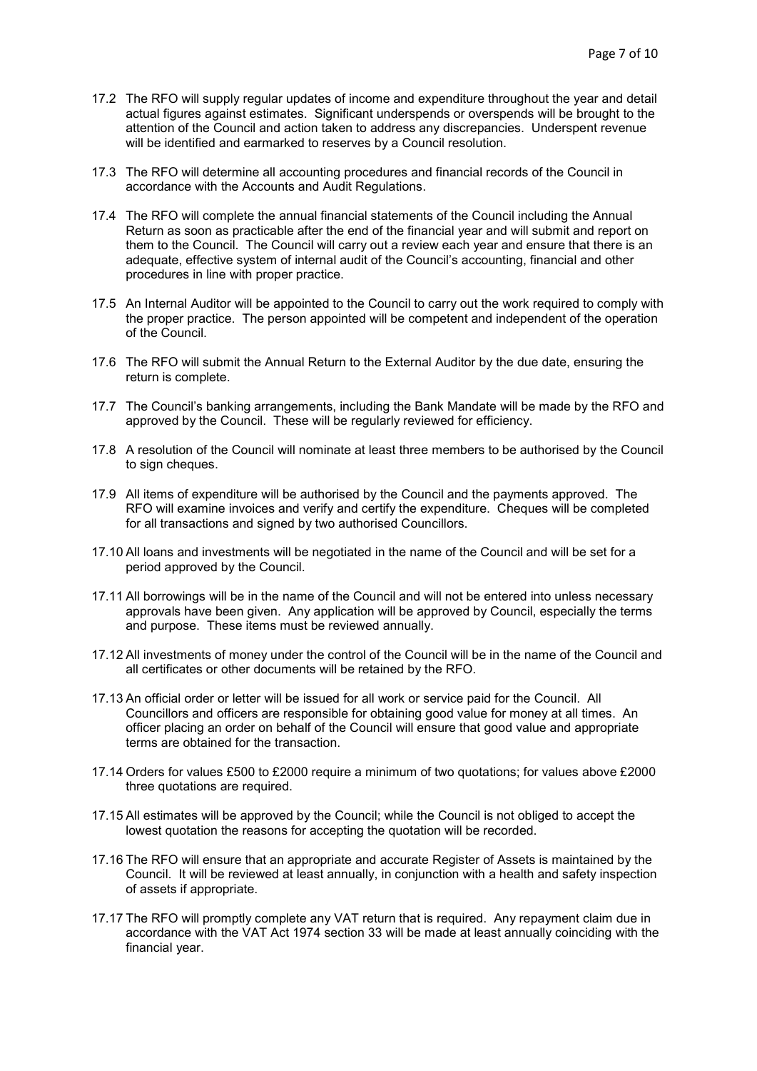17.2 The RFO will supply regular updates of income and expenditure throughout the year and detail actual figures against estimates. Significant underspends or overspends will be brought to the attention of the Council and action taken to address any discrepancies. Underspent revenue will be identified and earmarked to reserves by a Council resolution.

17.3 The RFO will determine all accounting procedures and financial records of the Council in accordance with the Accounts and Audit Regulations.

17.4 The RFO will complete the annual financial statements of the Council including the Annual Return as soon as practicable after the end of the financial year and will submit and report on them to the Council. The Council will carry out a review each year and ensure that there is an adequate, effective system of internal audit of the Council's accounting, financial and other procedures in line with proper practice.

17.5 An Internal Auditor will be appointed to the Council to carry out the work required to comply with the proper practice. The person appointed will be competent and independent of the operation of the Council.

17.6 The RFO will submit the Annual Return to the External Auditor by the due date, ensuring the return is complete.

17.7 The Council's banking arrangements, including the Bank Mandate will be made by the RFO and approved by the Council. These will be regularly reviewed for efficiency.

17.8 A resolution of the Council will nominate at least three members to be authorised by the Council to sign cheques.

17.9 All items of expenditure will be authorised by the Council and the payments approved. The RFO will examine invoices and verify and certify the expenditure. Cheques will be completed for all transactions and signed by two authorised Councillors.

17.10 All loans and investments will be negotiated in the name of the Council and will be set for a period approved by the Council.

17.11 All borrowings will be in the name of the Council and will not be entered into unless necessary approvals have been given. Any application will be approved by Council, especially the terms and purpose. These items must be reviewed annually.

17.12 All investments of money under the control of the Council will be in the name of the Council and all certificates or other documents will be retained by the RFO.

17.13 An official order or letter will be issued for all work or service paid for the Council. All Councillors and officers are responsible for obtaining good value for money at all times. An officer placing an order on behalf of the Council will ensure that good value and appropriate terms are obtained for the transaction.

17.14 Orders for values £500 to £2000 require a minimum of two quotations; for values above £2000 three quotations are required.

17.15 All estimates will be approved by the Council; while the Council is not obliged to accept the lowest quotation the reasons for accepting the quotation will be recorded.

17.16 The RFO will ensure that an appropriate and accurate Register of Assets is maintained by the Council. It will be reviewed at least annually, in conjunction with a health and safety inspection of assets if appropriate.

17.17 The RFO will promptly complete any VAT return that is required. Any repayment claim due in accordance with the VAT Act 1974 section 33 will be made at least annually coinciding with the financial year.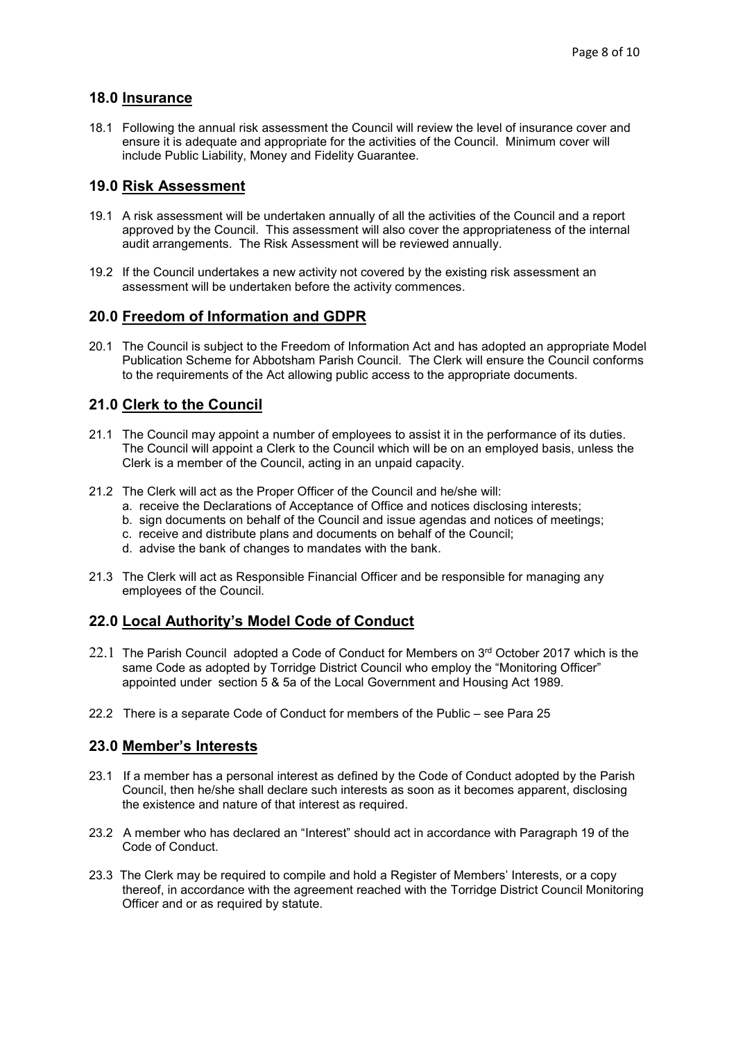## 18.0 Insurance

18.1 Following the annual risk assessment the Council will review the level of insurance cover and ensure it is adequate and appropriate for the activities of the Council. Minimum cover will include Public Liability, Money and Fidelity Guarantee.

## 19.0 Risk Assessment

19.1 A risk assessment will be undertaken annually of all the activities of the Council and a report approved by the Council. This assessment will also cover the appropriateness of the internal audit arrangements. The Risk Assessment will be reviewed annually.

19.2 If the Council undertakes a new activity not covered by the existing risk assessment an assessment will be undertaken before the activity commences.

## 20.0 Freedom of Information and GDPR

20.1 The Council is subject to the Freedom of Information Act and has adopted an appropriate Model Publication Scheme for Abbotsham Parish Council. The Clerk will ensure the Council conforms to the requirements of the Act allowing public access to the appropriate documents.

## 21.0 Clerk to the Council

21.1 The Council may appoint a number of employees to assist it in the performance of its duties. The Council will appoint a Clerk to the Council which will be on an employed basis, unless the Clerk is a member of the Council, acting in an unpaid capacity.

21.2 The Clerk will act as the Proper Officer of the Council and he/she will:

a. receive the Declarations of Acceptance of Office and notices disclosing interests;
b. sign documents on behalf of the Council and issue agendas and notices of meetings;
c. receive and distribute plans and documents on behalf of the Council;
d. advise the bank of changes to mandates with the bank.

21.3 The Clerk will act as Responsible Financial Officer and be responsible for managing any employees of the Council.

## 22.0 Local Authority's Model Code of Conduct

22.1 The Parish Council adopted a Code of Conduct for Members on 3rd October 2017 which is the same Code as adopted by Torridge District Council who employ the "Monitoring Officer" appointed under section 5 & 5a of the Local Government and Housing Act 1989.

22.2 There is a separate Code of Conduct for members of the Public – see Para 25

## 23.0 Member's Interests

23.1 If a member has a personal interest as defined by the Code of Conduct adopted by the Parish Council, then he/she shall declare such interests as soon as it becomes apparent, disclosing the existence and nature of that interest as required.

23.2 A member who has declared an "Interest" should act in accordance with Paragraph 19 of the Code of Conduct.

23.3 The Clerk may be required to compile and hold a Register of Members' Interests, or a copy thereof, in accordance with the agreement reached with the Torridge District Council Monitoring Officer and or as required by statute.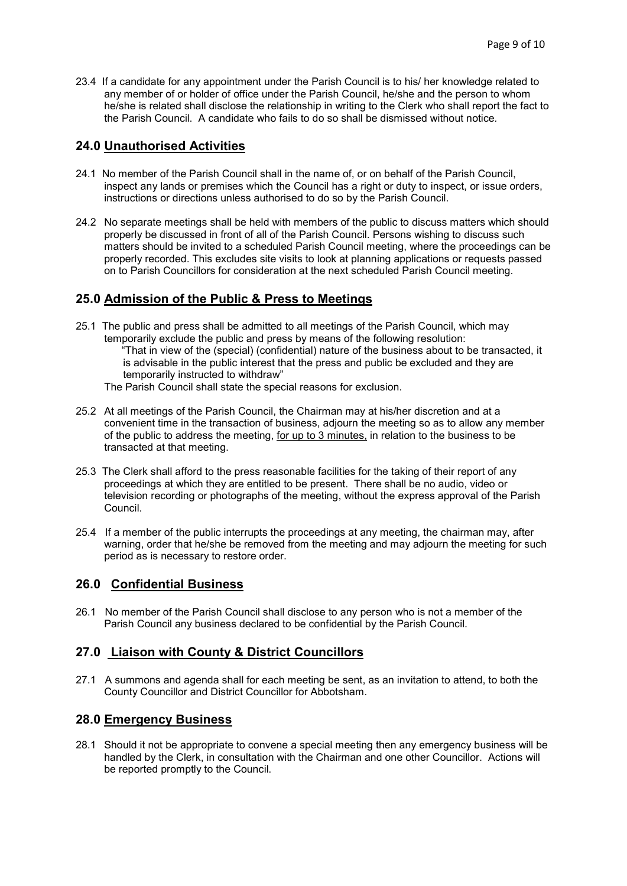23.4 If a candidate for any appointment under the Parish Council is to his/ her knowledge related to any member of or holder of office under the Parish Council, he/she and the person to whom he/she is related shall disclose the relationship in writing to the Clerk who shall report the fact to the Parish Council. A candidate who fails to do so shall be dismissed without notice.

## 24.0 Unauthorised Activities

24.1 No member of the Parish Council shall in the name of, or on behalf of the Parish Council, inspect any lands or premises which the Council has a right or duty to inspect, or issue orders, instructions or directions unless authorised to do so by the Parish Council.

24.2 No separate meetings shall be held with members of the public to discuss matters which should properly be discussed in front of all of the Parish Council. Persons wishing to discuss such matters should be invited to a scheduled Parish Council meeting, where the proceedings can be properly recorded. This excludes site visits to look at planning applications or requests passed on to Parish Councillors for consideration at the next scheduled Parish Council meeting.

## 25.0 Admission of the Public & Press to Meetings

25.1 The public and press shall be admitted to all meetings of the Parish Council, which may temporarily exclude the public and press by means of the following resolution:

"That in view of the (special) (confidential) nature of the business about to be transacted, it is advisable in the public interest that the press and public be excluded and they are temporarily instructed to withdraw"

The Parish Council shall state the special reasons for exclusion.

25.2 At all meetings of the Parish Council, the Chairman may at his/her discretion and at a convenient time in the transaction of business, adjourn the meeting so as to allow any member of the public to address the meeting, <u>for up to 3 minutes,</u> in relation to the business to be transacted at that meeting.

25.3 The Clerk shall afford to the press reasonable facilities for the taking of their report of any proceedings at which they are entitled to be present. There shall be no audio, video or television recording or photographs of the meeting, without the express approval of the Parish Council.

25.4 If a member of the public interrupts the proceedings at any meeting, the chairman may, after warning, order that he/she be removed from the meeting and may adjourn the meeting for such period as is necessary to restore order.

## 26.0 Confidential Business

26.1 No member of the Parish Council shall disclose to any person who is not a member of the Parish Council any business declared to be confidential by the Parish Council.

## 27.0 Liaison with County & District Councillors

27.1 A summons and agenda shall for each meeting be sent, as an invitation to attend, to both the County Councillor and District Councillor for Abbotsham.

## 28.0 Emergency Business

28.1 Should it not be appropriate to convene a special meeting then any emergency business will be handled by the Clerk, in consultation with the Chairman and one other Councillor. Actions will be reported promptly to the Council.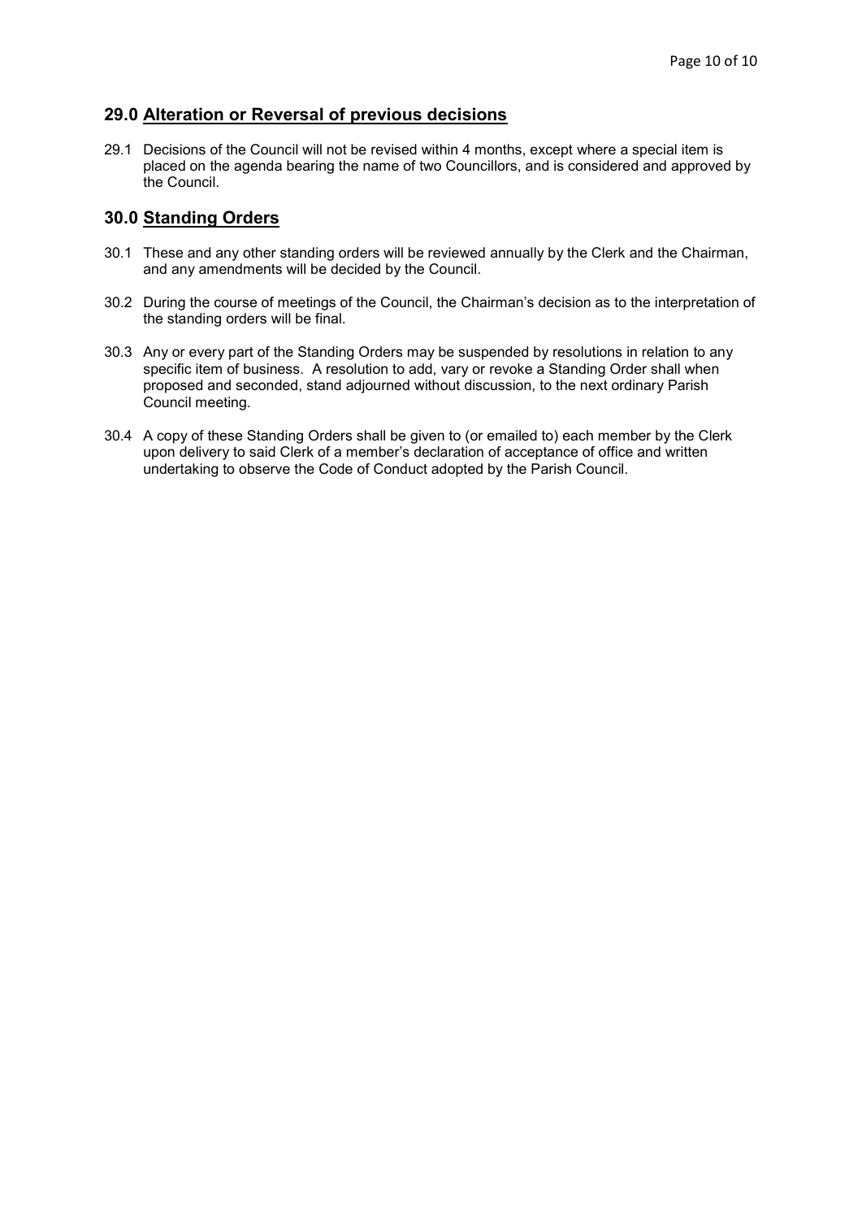## 29.0 <u>Alteration or Reversal of previous decisions</u>

29.1 Decisions of the Council will not be revised within 4 months, except where a special item is placed on the agenda bearing the name of two Councillors, and is considered and approved by the Council.

## 30.0 <u>Standing Orders</u>

30.1 These and any other standing orders will be reviewed annually by the Clerk and the Chairman, and any amendments will be decided by the Council.

30.2 During the course of meetings of the Council, the Chairman's decision as to the interpretation of the standing orders will be final.

30.3 Any or every part of the Standing Orders may be suspended by resolutions in relation to any specific item of business. A resolution to add, vary or revoke a Standing Order shall when proposed and seconded, stand adjourned without discussion, to the next ordinary Parish Council meeting.

30.4 A copy of these Standing Orders shall be given to (or emailed to) each member by the Clerk upon delivery to said Clerk of a member's declaration of acceptance of office and written undertaking to observe the Code of Conduct adopted by the Parish Council.